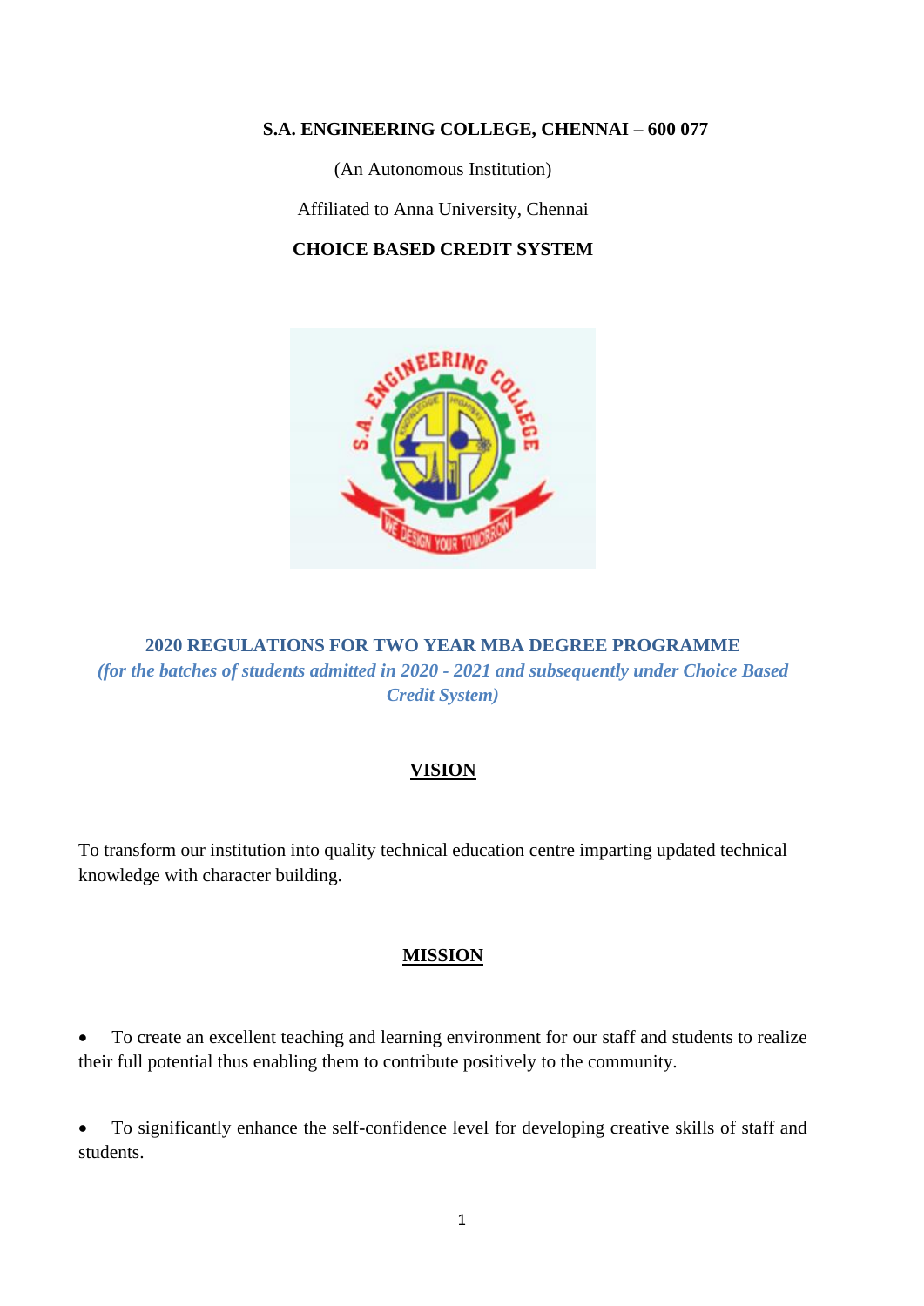**S.A. ENGINEERING COLLEGE, CHENNAI – 600 077**

(An Autonomous Institution)

Affiliated to Anna University, Chennai

**CHOICE BASED CREDIT SYSTEM**

## 2020 REGULATIONS FOR TWO YEAR MBA DEGREE PROGRAMME

***(for the batches of students admitted in 2020 - 2021 and subsequently under Choice Based Credit System)***

## VISION

To transform our institution into quality technical education centre imparting updated technical knowledge with character building.

## MISSION

- To create an excellent teaching and learning environment for our staff and students to realize their full potential thus enabling them to contribute positively to the community.
- To significantly enhance the self-confidence level for developing creative skills of staff and students.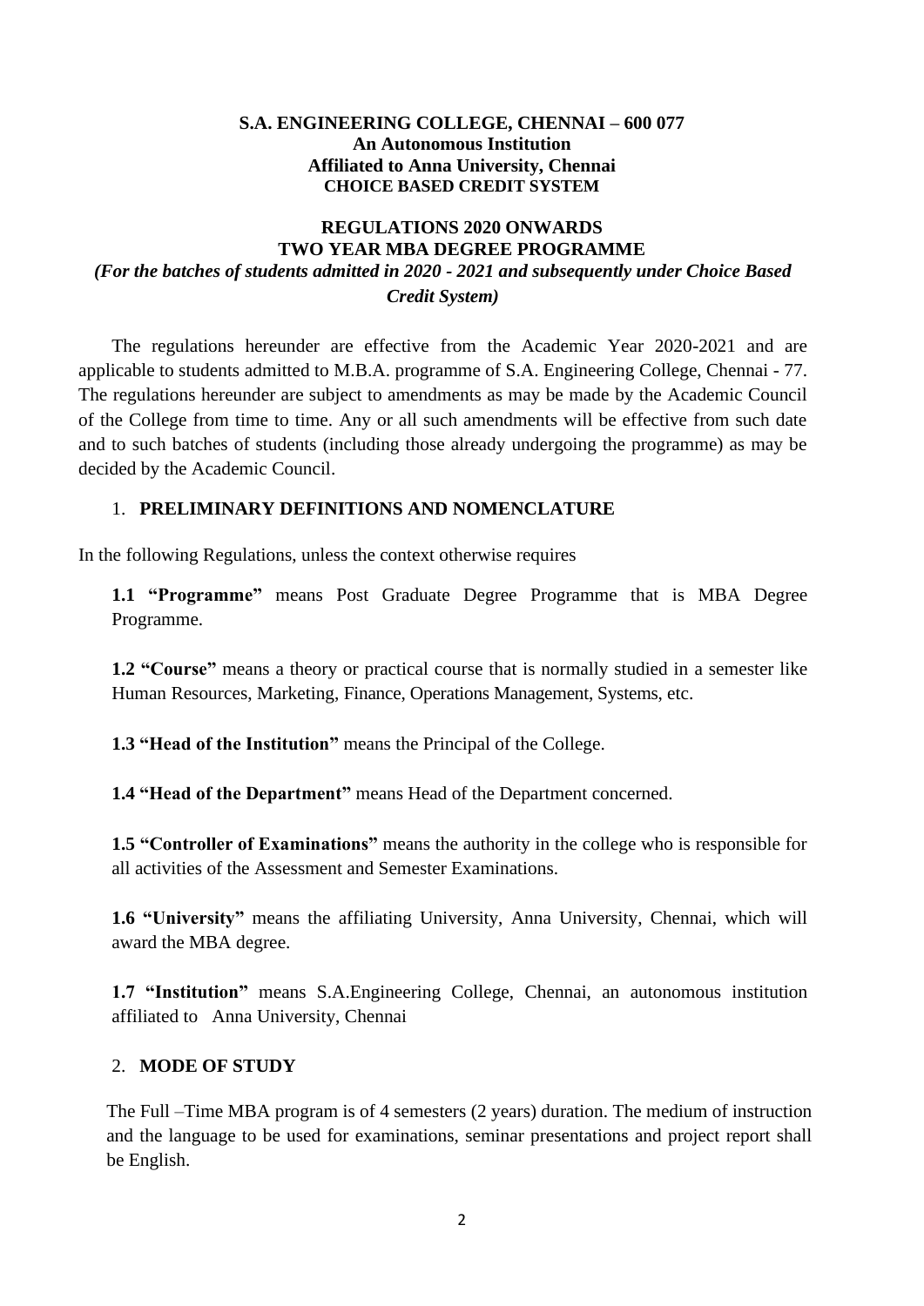**S.A. ENGINEERING COLLEGE, CHENNAI – 600 077**
**An Autonomous Institution**
**Affiliated to Anna University, Chennai**
**CHOICE BASED CREDIT SYSTEM**

**REGULATIONS 2020 ONWARDS**
**TWO YEAR MBA DEGREE PROGRAMME**
***(For the batches of students admitted in 2020 - 2021 and subsequently under Choice Based Credit System)***

The regulations hereunder are effective from the Academic Year 2020-2021 and are applicable to students admitted to M.B.A. programme of S.A. Engineering College, Chennai - 77. The regulations hereunder are subject to amendments as may be made by the Academic Council of the College from time to time. Any or all such amendments will be effective from such date and to such batches of students (including those already undergoing the programme) as may be decided by the Academic Council.

## 1. PRELIMINARY DEFINITIONS AND NOMENCLATURE

In the following Regulations, unless the context otherwise requires

**1.1 "Programme"** means Post Graduate Degree Programme that is MBA Degree Programme.

**1.2 "Course"** means a theory or practical course that is normally studied in a semester like Human Resources, Marketing, Finance, Operations Management, Systems, etc.

**1.3 "Head of the Institution"** means the Principal of the College.

**1.4 "Head of the Department"** means Head of the Department concerned.

**1.5 "Controller of Examinations"** means the authority in the college who is responsible for all activities of the Assessment and Semester Examinations.

**1.6 "University"** means the affiliating University, Anna University, Chennai, which will award the MBA degree.

**1.7 "Institution"** means S.A.Engineering College, Chennai, an autonomous institution affiliated to Anna University, Chennai

## 2. MODE OF STUDY

The Full –Time MBA program is of 4 semesters (2 years) duration. The medium of instruction and the language to be used for examinations, seminar presentations and project report shall be English.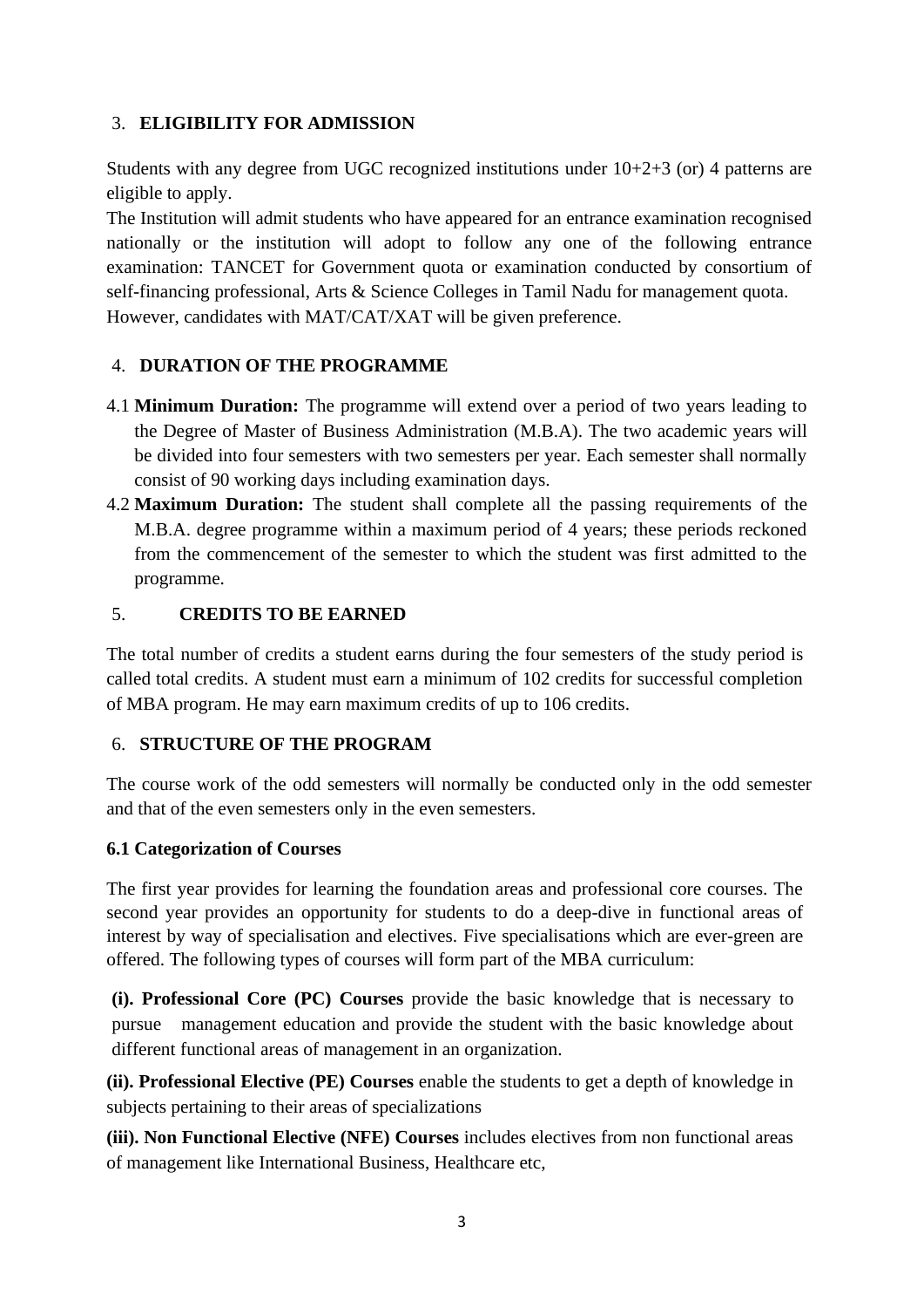## 3. ELIGIBILITY FOR ADMISSION

Students with any degree from UGC recognized institutions under 10+2+3 (or) 4 patterns are eligible to apply.

The Institution will admit students who have appeared for an entrance examination recognised nationally or the institution will adopt to follow any one of the following entrance examination: TANCET for Government quota or examination conducted by consortium of self-financing professional, Arts & Science Colleges in Tamil Nadu for management quota. However, candidates with MAT/CAT/XAT will be given preference.

## 4. DURATION OF THE PROGRAMME

4.1 **Minimum Duration:** The programme will extend over a period of two years leading to the Degree of Master of Business Administration (M.B.A). The two academic years will be divided into four semesters with two semesters per year. Each semester shall normally consist of 90 working days including examination days.

4.2 **Maximum Duration:** The student shall complete all the passing requirements of the M.B.A. degree programme within a maximum period of 4 years; these periods reckoned from the commencement of the semester to which the student was first admitted to the programme.

## 5. CREDITS TO BE EARNED

The total number of credits a student earns during the four semesters of the study period is called total credits. A student must earn a minimum of 102 credits for successful completion of MBA program. He may earn maximum credits of up to 106 credits.

## 6. STRUCTURE OF THE PROGRAM

The course work of the odd semesters will normally be conducted only in the odd semester and that of the even semesters only in the even semesters.

### 6.1 Categorization of Courses

The first year provides for learning the foundation areas and professional core courses. The second year provides an opportunity for students to do a deep-dive in functional areas of interest by way of specialisation and electives. Five specialisations which are ever-green are offered. The following types of courses will form part of the MBA curriculum:

**(i). Professional Core (PC) Courses** provide the basic knowledge that is necessary to pursue management education and provide the student with the basic knowledge about different functional areas of management in an organization.

**(ii). Professional Elective (PE) Courses** enable the students to get a depth of knowledge in subjects pertaining to their areas of specializations

**(iii). Non Functional Elective (NFE) Courses** includes electives from non functional areas of management like International Business, Healthcare etc,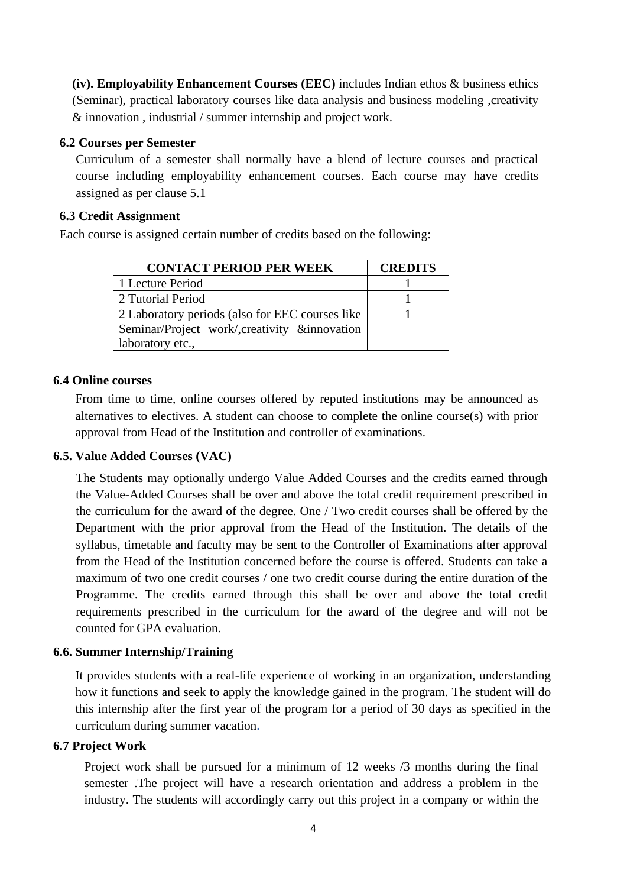**(iv). Employability Enhancement Courses (EEC)** includes Indian ethos & business ethics (Seminar), practical laboratory courses like data analysis and business modeling ,creativity & innovation , industrial / summer internship and project work.

**6.2 Courses per Semester**

Curriculum of a semester shall normally have a blend of lecture courses and practical course including employability enhancement courses. Each course may have credits assigned as per clause 5.1

**6.3 Credit Assignment**

Each course is assigned certain number of credits based on the following:

| CONTACT PERIOD PER WEEK | CREDITS |
|---|---|
| 1 Lecture Period | 1 |
| 2 Tutorial Period | 1 |
| 2 Laboratory periods (also for EEC courses like Seminar/Project work/,creativity &innovation laboratory etc., | 1 |

**6.4 Online courses**

From time to time, online courses offered by reputed institutions may be announced as alternatives to electives. A student can choose to complete the online course(s) with prior approval from Head of the Institution and controller of examinations.

**6.5. Value Added Courses (VAC)**

The Students may optionally undergo Value Added Courses and the credits earned through the Value-Added Courses shall be over and above the total credit requirement prescribed in the curriculum for the award of the degree. One / Two credit courses shall be offered by the Department with the prior approval from the Head of the Institution. The details of the syllabus, timetable and faculty may be sent to the Controller of Examinations after approval from the Head of the Institution concerned before the course is offered. Students can take a maximum of two one credit courses / one two credit course during the entire duration of the Programme. The credits earned through this shall be over and above the total credit requirements prescribed in the curriculum for the award of the degree and will not be counted for GPA evaluation.

**6.6. Summer Internship/Training**

It provides students with a real-life experience of working in an organization, understanding how it functions and seek to apply the knowledge gained in the program. The student will do this internship after the first year of the program for a period of 30 days as specified in the curriculum during summer vacation.

**6.7 Project Work**

Project work shall be pursued for a minimum of 12 weeks /3 months during the final semester .The project will have a research orientation and address a problem in the industry. The students will accordingly carry out this project in a company or within the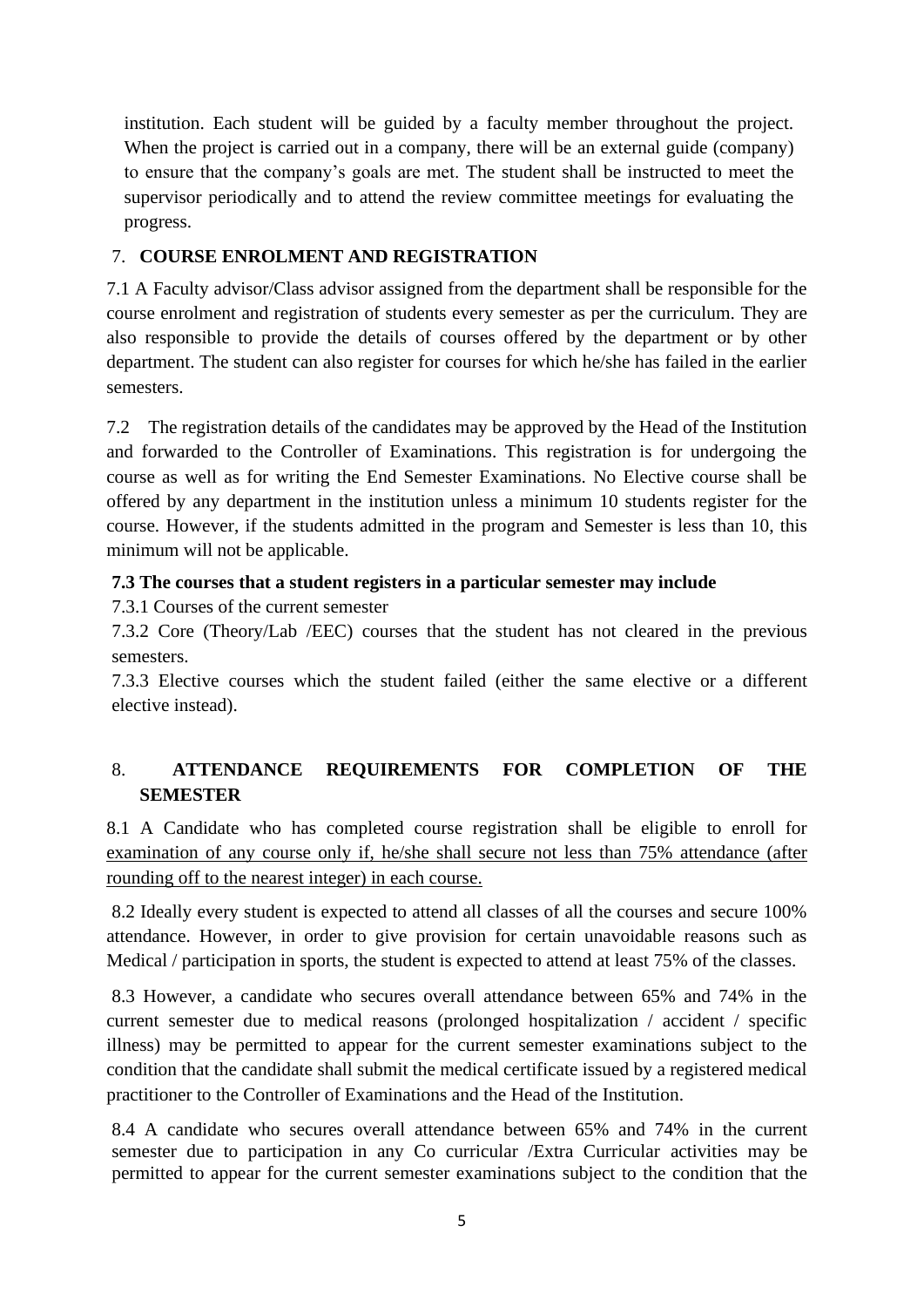institution. Each student will be guided by a faculty member throughout the project. When the project is carried out in a company, there will be an external guide (company) to ensure that the company's goals are met. The student shall be instructed to meet the supervisor periodically and to attend the review committee meetings for evaluating the progress.

## 7. COURSE ENROLMENT AND REGISTRATION

7.1 A Faculty advisor/Class advisor assigned from the department shall be responsible for the course enrolment and registration of students every semester as per the curriculum. They are also responsible to provide the details of courses offered by the department or by other department. The student can also register for courses for which he/she has failed in the earlier semesters.

7.2 The registration details of the candidates may be approved by the Head of the Institution and forwarded to the Controller of Examinations. This registration is for undergoing the course as well as for writing the End Semester Examinations. No Elective course shall be offered by any department in the institution unless a minimum 10 students register for the course. However, if the students admitted in the program and Semester is less than 10, this minimum will not be applicable.

**7.3 The courses that a student registers in a particular semester may include**

7.3.1 Courses of the current semester

7.3.2 Core (Theory/Lab /EEC) courses that the student has not cleared in the previous semesters.

7.3.3 Elective courses which the student failed (either the same elective or a different elective instead).

## 8. ATTENDANCE REQUIREMENTS FOR COMPLETION OF THE SEMESTER

8.1 A Candidate who has completed course registration shall be eligible to enroll for examination of any course only if, he/she shall secure not less than 75% attendance (after rounding off to the nearest integer) in each course.

8.2 Ideally every student is expected to attend all classes of all the courses and secure 100% attendance. However, in order to give provision for certain unavoidable reasons such as Medical / participation in sports, the student is expected to attend at least 75% of the classes.

8.3 However, a candidate who secures overall attendance between 65% and 74% in the current semester due to medical reasons (prolonged hospitalization / accident / specific illness) may be permitted to appear for the current semester examinations subject to the condition that the candidate shall submit the medical certificate issued by a registered medical practitioner to the Controller of Examinations and the Head of the Institution.

8.4 A candidate who secures overall attendance between 65% and 74% in the current semester due to participation in any Co curricular /Extra Curricular activities may be permitted to appear for the current semester examinations subject to the condition that the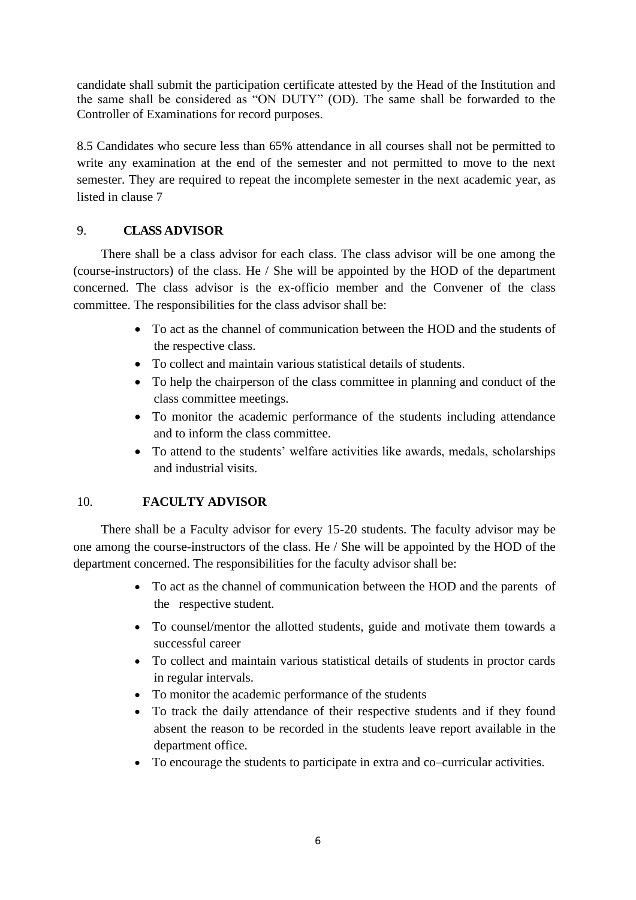candidate shall submit the participation certificate attested by the Head of the Institution and the same shall be considered as "ON DUTY" (OD). The same shall be forwarded to the Controller of Examinations for record purposes.

8.5 Candidates who secure less than 65% attendance in all courses shall not be permitted to write any examination at the end of the semester and not permitted to move to the next semester. They are required to repeat the incomplete semester in the next academic year, as listed in clause 7

## 9. CLASS ADVISOR

There shall be a class advisor for each class. The class advisor will be one among the (course-instructors) of the class. He / She will be appointed by the HOD of the department concerned. The class advisor is the ex-officio member and the Convener of the class committee. The responsibilities for the class advisor shall be:

- To act as the channel of communication between the HOD and the students of the respective class.
- To collect and maintain various statistical details of students.
- To help the chairperson of the class committee in planning and conduct of the class committee meetings.
- To monitor the academic performance of the students including attendance and to inform the class committee.
- To attend to the students' welfare activities like awards, medals, scholarships and industrial visits.

## 10. FACULTY ADVISOR

There shall be a Faculty advisor for every 15-20 students. The faculty advisor may be one among the course-instructors of the class. He / She will be appointed by the HOD of the department concerned. The responsibilities for the faculty advisor shall be:

- To act as the channel of communication between the HOD and the parents of the respective student.
- To counsel/mentor the allotted students, guide and motivate them towards a successful career
- To collect and maintain various statistical details of students in proctor cards in regular intervals.
- To monitor the academic performance of the students
- To track the daily attendance of their respective students and if they found absent the reason to be recorded in the students leave report available in the department office.
- To encourage the students to participate in extra and co–curricular activities.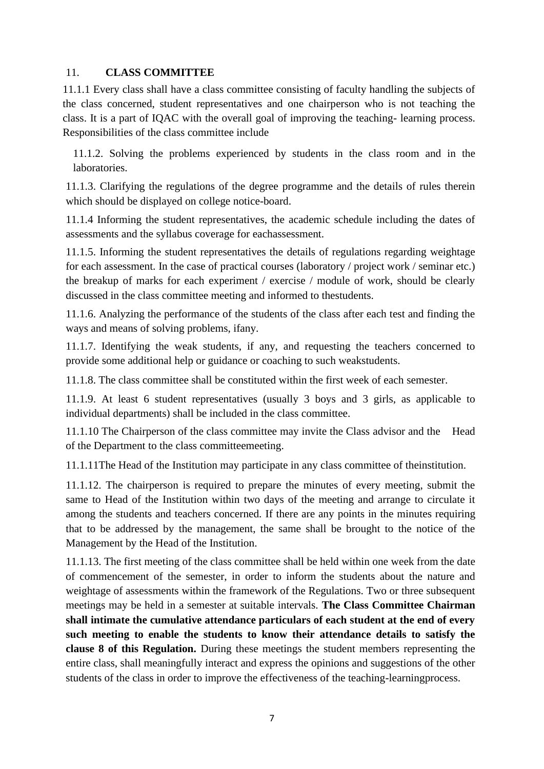## 11. CLASS COMMITTEE

11.1.1 Every class shall have a class committee consisting of faculty handling the subjects of the class concerned, student representatives and one chairperson who is not teaching the class. It is a part of IQAC with the overall goal of improving the teaching- learning process. Responsibilities of the class committee include

11.1.2. Solving the problems experienced by students in the class room and in the laboratories.

11.1.3. Clarifying the regulations of the degree programme and the details of rules therein which should be displayed on college notice-board.

11.1.4 Informing the student representatives, the academic schedule including the dates of assessments and the syllabus coverage for eachassessment.

11.1.5. Informing the student representatives the details of regulations regarding weightage for each assessment. In the case of practical courses (laboratory / project work / seminar etc.) the breakup of marks for each experiment / exercise / module of work, should be clearly discussed in the class committee meeting and informed to thestudents.

11.1.6. Analyzing the performance of the students of the class after each test and finding the ways and means of solving problems, ifany.

11.1.7. Identifying the weak students, if any, and requesting the teachers concerned to provide some additional help or guidance or coaching to such weakstudents.

11.1.8. The class committee shall be constituted within the first week of each semester.

11.1.9. At least 6 student representatives (usually 3 boys and 3 girls, as applicable to individual departments) shall be included in the class committee.

11.1.10 The Chairperson of the class committee may invite the Class advisor and the Head of the Department to the class committeemeeting.

11.1.11The Head of the Institution may participate in any class committee of theinstitution.

11.1.12. The chairperson is required to prepare the minutes of every meeting, submit the same to Head of the Institution within two days of the meeting and arrange to circulate it among the students and teachers concerned. If there are any points in the minutes requiring that to be addressed by the management, the same shall be brought to the notice of the Management by the Head of the Institution.

11.1.13. The first meeting of the class committee shall be held within one week from the date of commencement of the semester, in order to inform the students about the nature and weightage of assessments within the framework of the Regulations. Two or three subsequent meetings may be held in a semester at suitable intervals. **The Class Committee Chairman shall intimate the cumulative attendance particulars of each student at the end of every such meeting to enable the students to know their attendance details to satisfy the clause 8 of this Regulation.** During these meetings the student members representing the entire class, shall meaningfully interact and express the opinions and suggestions of the other students of the class in order to improve the effectiveness of the teaching-learningprocess.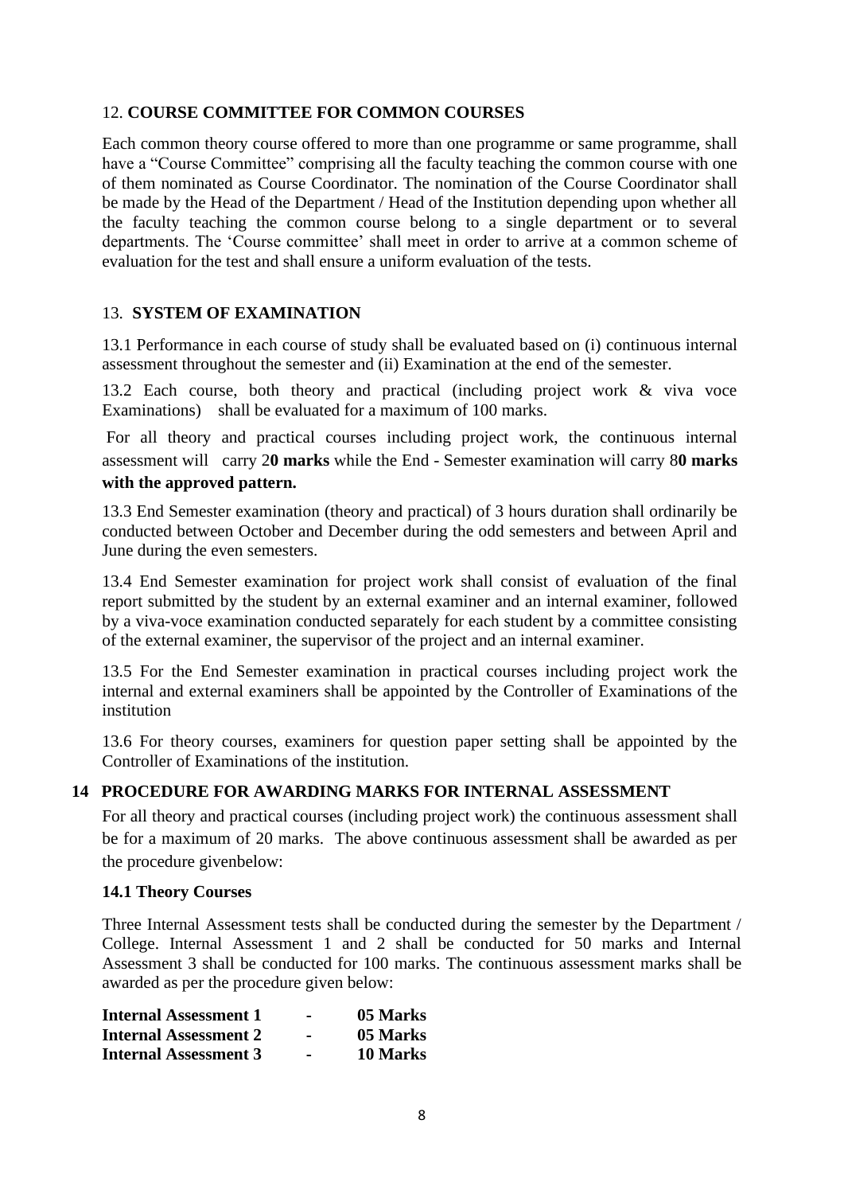## 12. COURSE COMMITTEE FOR COMMON COURSES

Each common theory course offered to more than one programme or same programme, shall have a "Course Committee" comprising all the faculty teaching the common course with one of them nominated as Course Coordinator. The nomination of the Course Coordinator shall be made by the Head of the Department / Head of the Institution depending upon whether all the faculty teaching the common course belong to a single department or to several departments. The 'Course committee' shall meet in order to arrive at a common scheme of evaluation for the test and shall ensure a uniform evaluation of the tests.

## 13. SYSTEM OF EXAMINATION

13.1 Performance in each course of study shall be evaluated based on (i) continuous internal assessment throughout the semester and (ii) Examination at the end of the semester.

13.2 Each course, both theory and practical (including project work & viva voce Examinations) shall be evaluated for a maximum of 100 marks.

For all theory and practical courses including project work, the continuous internal assessment will carry 2**0 marks** while the End - Semester examination will carry 8**0 marks with the approved pattern.**

13.3 End Semester examination (theory and practical) of 3 hours duration shall ordinarily be conducted between October and December during the odd semesters and between April and June during the even semesters.

13.4 End Semester examination for project work shall consist of evaluation of the final report submitted by the student by an external examiner and an internal examiner, followed by a viva-voce examination conducted separately for each student by a committee consisting of the external examiner, the supervisor of the project and an internal examiner.

13.5 For the End Semester examination in practical courses including project work the internal and external examiners shall be appointed by the Controller of Examinations of the institution

13.6 For theory courses, examiners for question paper setting shall be appointed by the Controller of Examinations of the institution.

## 14 PROCEDURE FOR AWARDING MARKS FOR INTERNAL ASSESSMENT

For all theory and practical courses (including project work) the continuous assessment shall be for a maximum of 20 marks. The above continuous assessment shall be awarded as per the procedure givenbelow:

### 14.1 Theory Courses

Three Internal Assessment tests shall be conducted during the semester by the Department / College. Internal Assessment 1 and 2 shall be conducted for 50 marks and Internal Assessment 3 shall be conducted for 100 marks. The continuous assessment marks shall be awarded as per the procedure given below:

| | | |
|---|---|---|
| **Internal Assessment 1** | - | **05 Marks** |
| **Internal Assessment 2** | - | **05 Marks** |
| **Internal Assessment 3** | - | **10 Marks** |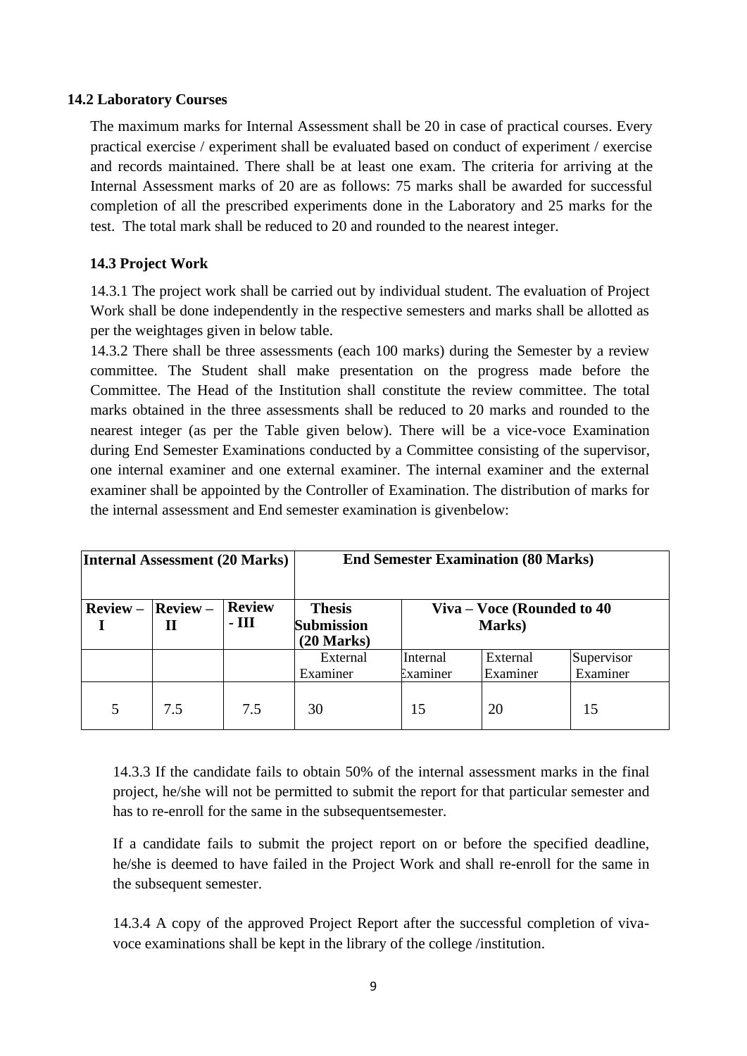### 14.2 Laboratory Courses

The maximum marks for Internal Assessment shall be 20 in case of practical courses. Every practical exercise / experiment shall be evaluated based on conduct of experiment / exercise and records maintained. There shall be at least one exam. The criteria for arriving at the Internal Assessment marks of 20 are as follows: 75 marks shall be awarded for successful completion of all the prescribed experiments done in the Laboratory and 25 marks for the test. The total mark shall be reduced to 20 and rounded to the nearest integer.

### 14.3 Project Work

14.3.1 The project work shall be carried out by individual student. The evaluation of Project Work shall be done independently in the respective semesters and marks shall be allotted as per the weightages given in below table.

14.3.2 There shall be three assessments (each 100 marks) during the Semester by a review committee. The Student shall make presentation on the progress made before the Committee. The Head of the Institution shall constitute the review committee. The total marks obtained in the three assessments shall be reduced to 20 marks and rounded to the nearest integer (as per the Table given below). There will be a vice-voce Examination during End Semester Examinations conducted by a Committee consisting of the supervisor, one internal examiner and one external examiner. The internal examiner and the external examiner shall be appointed by the Controller of Examination. The distribution of marks for the internal assessment and End semester examination is givenbelow:

| **Internal Assessment (20 Marks)** | | | **End Semester Examination (80 Marks)** | | | |
|---|---|---|---|---|---|---|
| **Review – I** | **Review – II** | **Review - III** | **Thesis Submission (20 Marks)** | **Viva – Voce (Rounded to 40 Marks)** | | |
| | | | External Examiner | Internal Examiner | External Examiner | Supervisor Examiner |
| 5 | 7.5 | 7.5 | 30 | 15 | 20 | 15 |

14.3.3 If the candidate fails to obtain 50% of the internal assessment marks in the final project, he/she will not be permitted to submit the report for that particular semester and has to re-enroll for the same in the subsequentsemester.

If a candidate fails to submit the project report on or before the specified deadline, he/she is deemed to have failed in the Project Work and shall re-enroll for the same in the subsequent semester.

14.3.4 A copy of the approved Project Report after the successful completion of viva-voce examinations shall be kept in the library of the college /institution.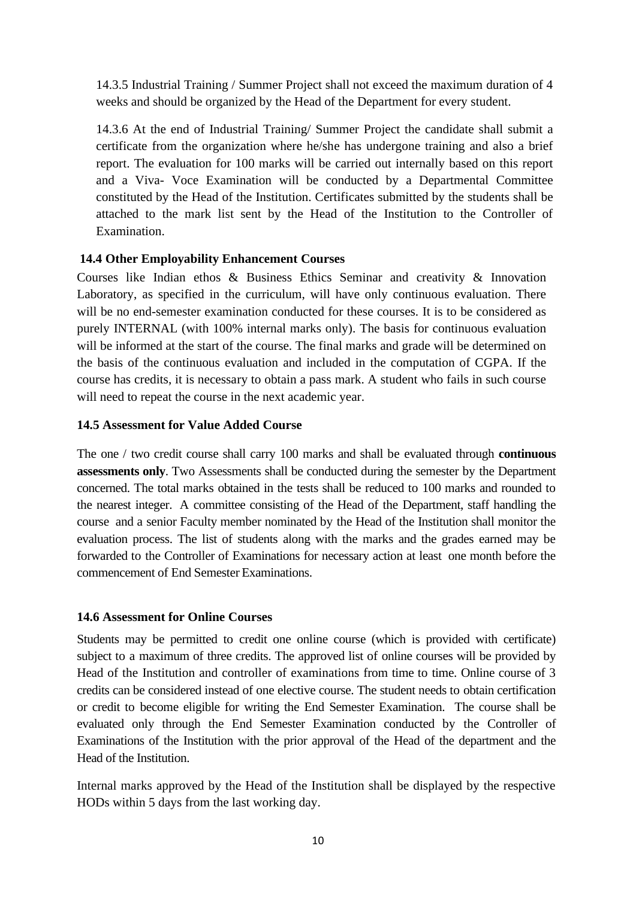14.3.5 Industrial Training / Summer Project shall not exceed the maximum duration of 4 weeks and should be organized by the Head of the Department for every student.

14.3.6 At the end of Industrial Training/ Summer Project the candidate shall submit a certificate from the organization where he/she has undergone training and also a brief report. The evaluation for 100 marks will be carried out internally based on this report and a Viva- Voce Examination will be conducted by a Departmental Committee constituted by the Head of the Institution. Certificates submitted by the students shall be attached to the mark list sent by the Head of the Institution to the Controller of Examination.

### 14.4 Other Employability Enhancement Courses

Courses like Indian ethos & Business Ethics Seminar and creativity & Innovation Laboratory, as specified in the curriculum, will have only continuous evaluation. There will be no end-semester examination conducted for these courses. It is to be considered as purely INTERNAL (with 100% internal marks only). The basis for continuous evaluation will be informed at the start of the course. The final marks and grade will be determined on the basis of the continuous evaluation and included in the computation of CGPA. If the course has credits, it is necessary to obtain a pass mark. A student who fails in such course will need to repeat the course in the next academic year.

### 14.5 Assessment for Value Added Course

The one / two credit course shall carry 100 marks and shall be evaluated through **continuous assessments only**. Two Assessments shall be conducted during the semester by the Department concerned. The total marks obtained in the tests shall be reduced to 100 marks and rounded to the nearest integer. A committee consisting of the Head of the Department, staff handling the course and a senior Faculty member nominated by the Head of the Institution shall monitor the evaluation process. The list of students along with the marks and the grades earned may be forwarded to the Controller of Examinations for necessary action at least one month before the commencement of End Semester Examinations.

### 14.6 Assessment for Online Courses

Students may be permitted to credit one online course (which is provided with certificate) subject to a maximum of three credits. The approved list of online courses will be provided by Head of the Institution and controller of examinations from time to time. Online course of 3 credits can be considered instead of one elective course. The student needs to obtain certification or credit to become eligible for writing the End Semester Examination. The course shall be evaluated only through the End Semester Examination conducted by the Controller of Examinations of the Institution with the prior approval of the Head of the department and the Head of the Institution.

Internal marks approved by the Head of the Institution shall be displayed by the respective HODs within 5 days from the last working day.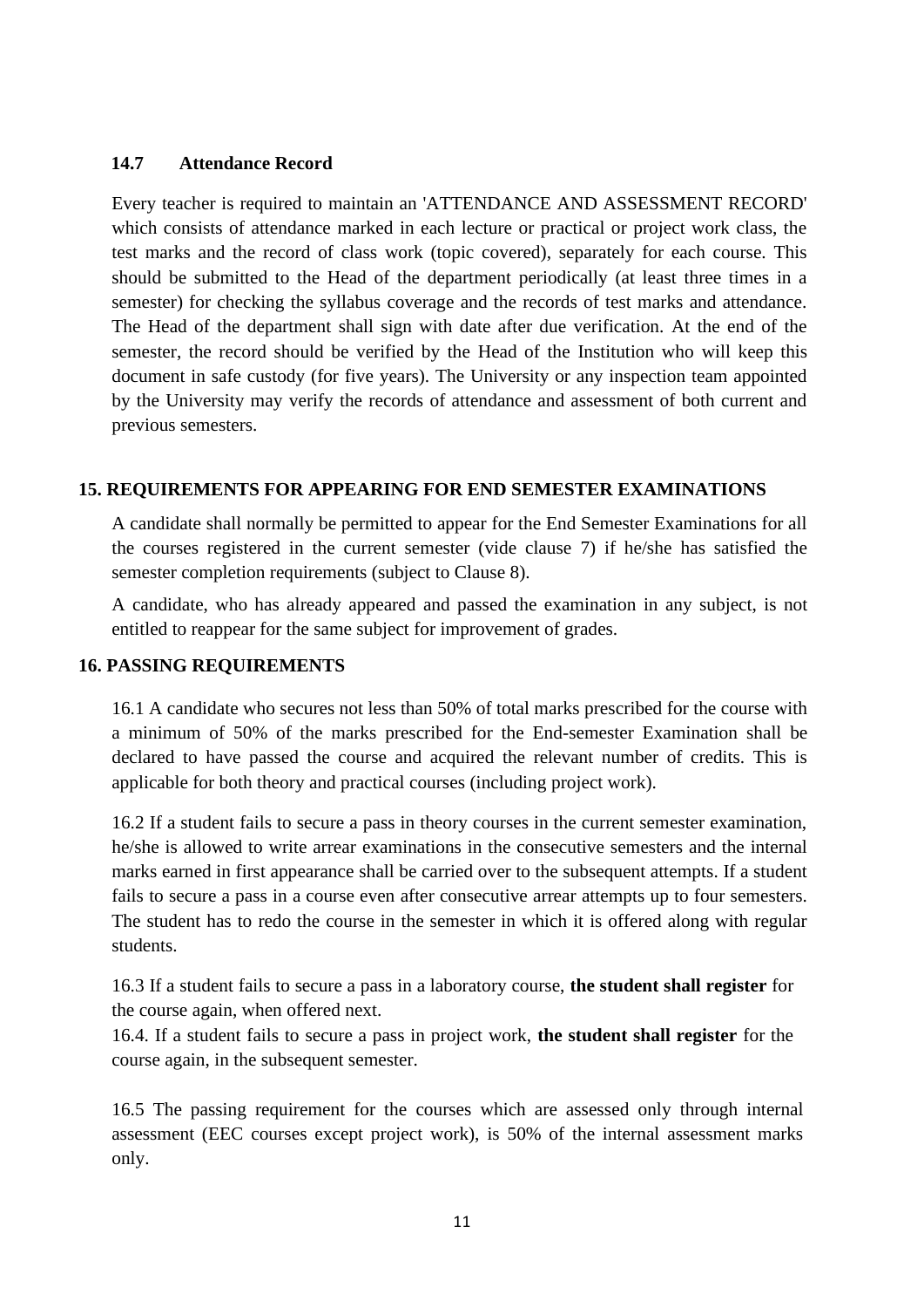### 14.7 Attendance Record

Every teacher is required to maintain an 'ATTENDANCE AND ASSESSMENT RECORD' which consists of attendance marked in each lecture or practical or project work class, the test marks and the record of class work (topic covered), separately for each course. This should be submitted to the Head of the department periodically (at least three times in a semester) for checking the syllabus coverage and the records of test marks and attendance. The Head of the department shall sign with date after due verification. At the end of the semester, the record should be verified by the Head of the Institution who will keep this document in safe custody (for five years). The University or any inspection team appointed by the University may verify the records of attendance and assessment of both current and previous semesters.

## 15. REQUIREMENTS FOR APPEARING FOR END SEMESTER EXAMINATIONS

A candidate shall normally be permitted to appear for the End Semester Examinations for all the courses registered in the current semester (vide clause 7) if he/she has satisfied the semester completion requirements (subject to Clause 8).

A candidate, who has already appeared and passed the examination in any subject, is not entitled to reappear for the same subject for improvement of grades.

## 16. PASSING REQUIREMENTS

16.1 A candidate who secures not less than 50% of total marks prescribed for the course with a minimum of 50% of the marks prescribed for the End-semester Examination shall be declared to have passed the course and acquired the relevant number of credits. This is applicable for both theory and practical courses (including project work).

16.2 If a student fails to secure a pass in theory courses in the current semester examination, he/she is allowed to write arrear examinations in the consecutive semesters and the internal marks earned in first appearance shall be carried over to the subsequent attempts. If a student fails to secure a pass in a course even after consecutive arrear attempts up to four semesters. The student has to redo the course in the semester in which it is offered along with regular students.

16.3 If a student fails to secure a pass in a laboratory course, **the student shall register** for the course again, when offered next.

16.4. If a student fails to secure a pass in project work, **the student shall register** for the course again, in the subsequent semester.

16.5 The passing requirement for the courses which are assessed only through internal assessment (EEC courses except project work), is 50% of the internal assessment marks only.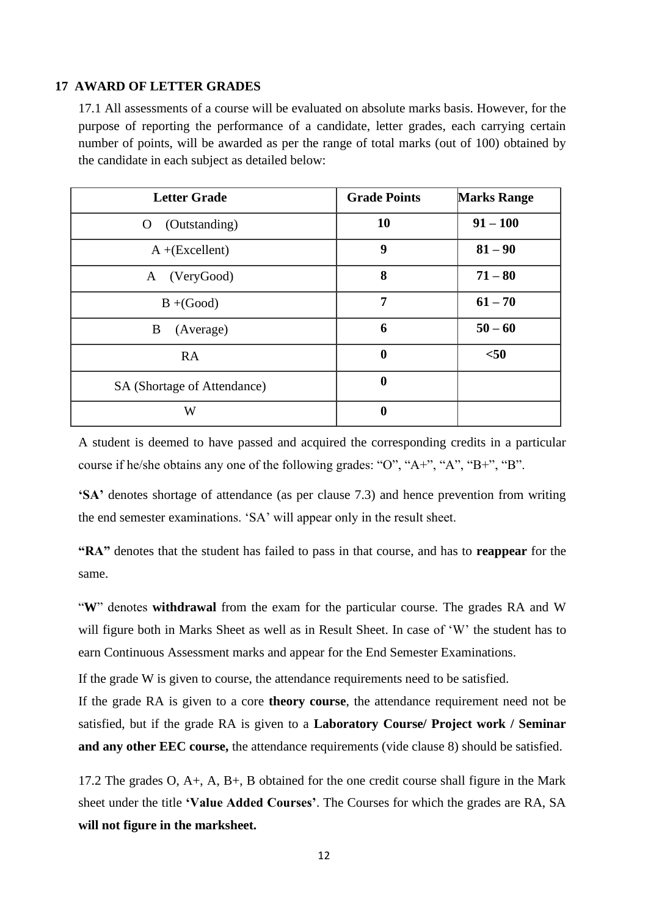## 17 AWARD OF LETTER GRADES

17.1 All assessments of a course will be evaluated on absolute marks basis. However, for the purpose of reporting the performance of a candidate, letter grades, each carrying certain number of points, will be awarded as per the range of total marks (out of 100) obtained by the candidate in each subject as detailed below:

| Letter Grade | Grade Points | Marks Range |
|---|---|---|
| O (Outstanding) | **10** | **91 – 100** |
| A +(Excellent) | **9** | **81 – 90** |
| A (VeryGood) | **8** | **71 – 80** |
| B +(Good) | **7** | **61 – 70** |
| B (Average) | **6** | **50 – 60** |
| RA | **0** | **<50** |
| SA (Shortage of Attendance) | **0** | |
| W | **0** | |

A student is deemed to have passed and acquired the corresponding credits in a particular course if he/she obtains any one of the following grades: "O", "A+", "A", "B+", "B".

**'SA'** denotes shortage of attendance (as per clause 7.3) and hence prevention from writing the end semester examinations. 'SA' will appear only in the result sheet.

**"RA"** denotes that the student has failed to pass in that course, and has to **reappear** for the same.

"**W**" denotes **withdrawal** from the exam for the particular course. The grades RA and W will figure both in Marks Sheet as well as in Result Sheet. In case of 'W' the student has to earn Continuous Assessment marks and appear for the End Semester Examinations.

If the grade W is given to course, the attendance requirements need to be satisfied.

If the grade RA is given to a core **theory course**, the attendance requirement need not be satisfied, but if the grade RA is given to a **Laboratory Course/ Project work / Seminar and any other EEC course,** the attendance requirements (vide clause 8) should be satisfied.

17.2 The grades O, A+, A, B+, B obtained for the one credit course shall figure in the Mark sheet under the title **'Value Added Courses'**. The Courses for which the grades are RA, SA **will not figure in the marksheet.**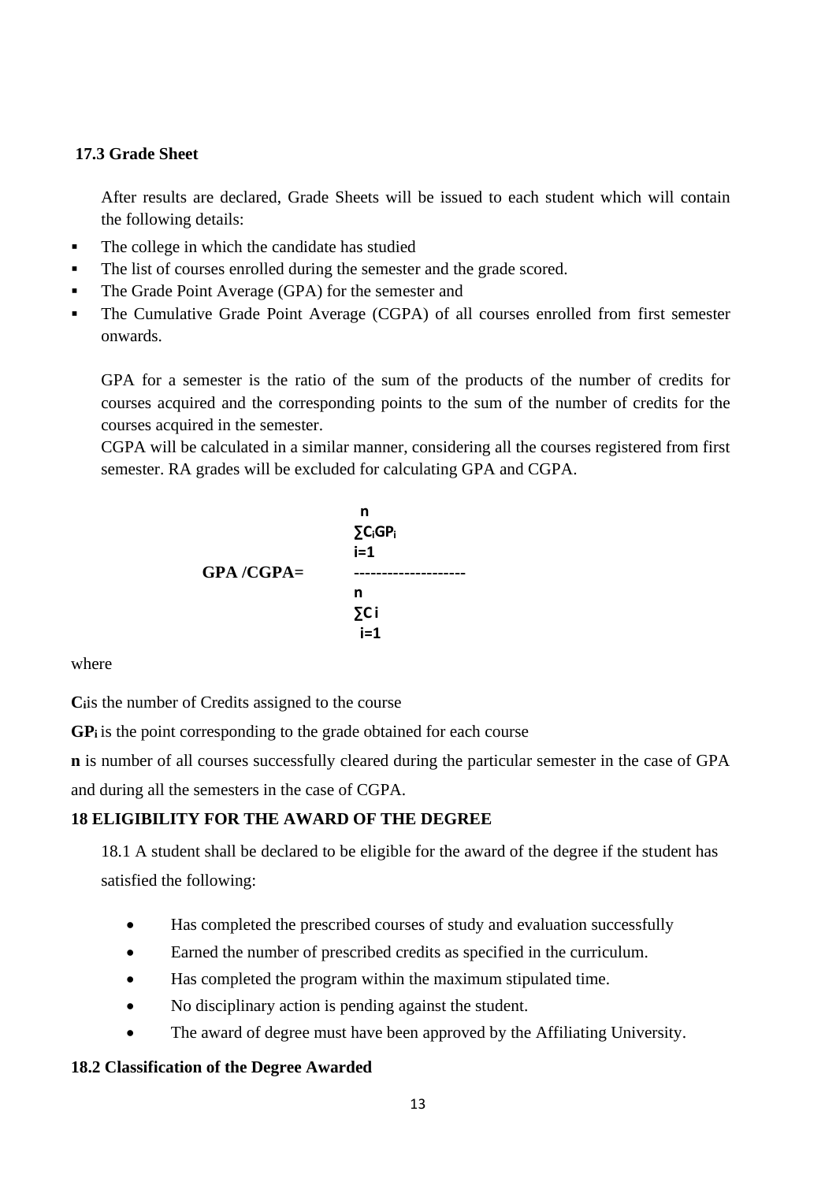### 17.3 Grade Sheet

After results are declared, Grade Sheets will be issued to each student which will contain the following details:

- The college in which the candidate has studied
- The list of courses enrolled during the semester and the grade scored.
- The Grade Point Average (GPA) for the semester and
- The Cumulative Grade Point Average (CGPA) of all courses enrolled from first semester onwards.

GPA for a semester is the ratio of the sum of the products of the number of credits for courses acquired and the corresponding points to the sum of the number of credits for the courses acquired in the semester.

CGPA will be calculated in a similar manner, considering all the courses registered from first semester. RA grades will be excluded for calculating GPA and CGPA.

$$\textbf{GPA / CGPA} = \frac{\sum_{i=1}^{n} C_i GP_i}{\sum_{i=1}^{n} C_i}$$

where

**$C_i$** is the number of Credits assigned to the course

**$GP_i$** is the point corresponding to the grade obtained for each course

**n** is number of all courses successfully cleared during the particular semester in the case of GPA and during all the semesters in the case of CGPA.

## 18 ELIGIBILITY FOR THE AWARD OF THE DEGREE

18.1 A student shall be declared to be eligible for the award of the degree if the student has satisfied the following:

- Has completed the prescribed courses of study and evaluation successfully
- Earned the number of prescribed credits as specified in the curriculum.
- Has completed the program within the maximum stipulated time.
- No disciplinary action is pending against the student.
- The award of degree must have been approved by the Affiliating University.

### 18.2 Classification of the Degree Awarded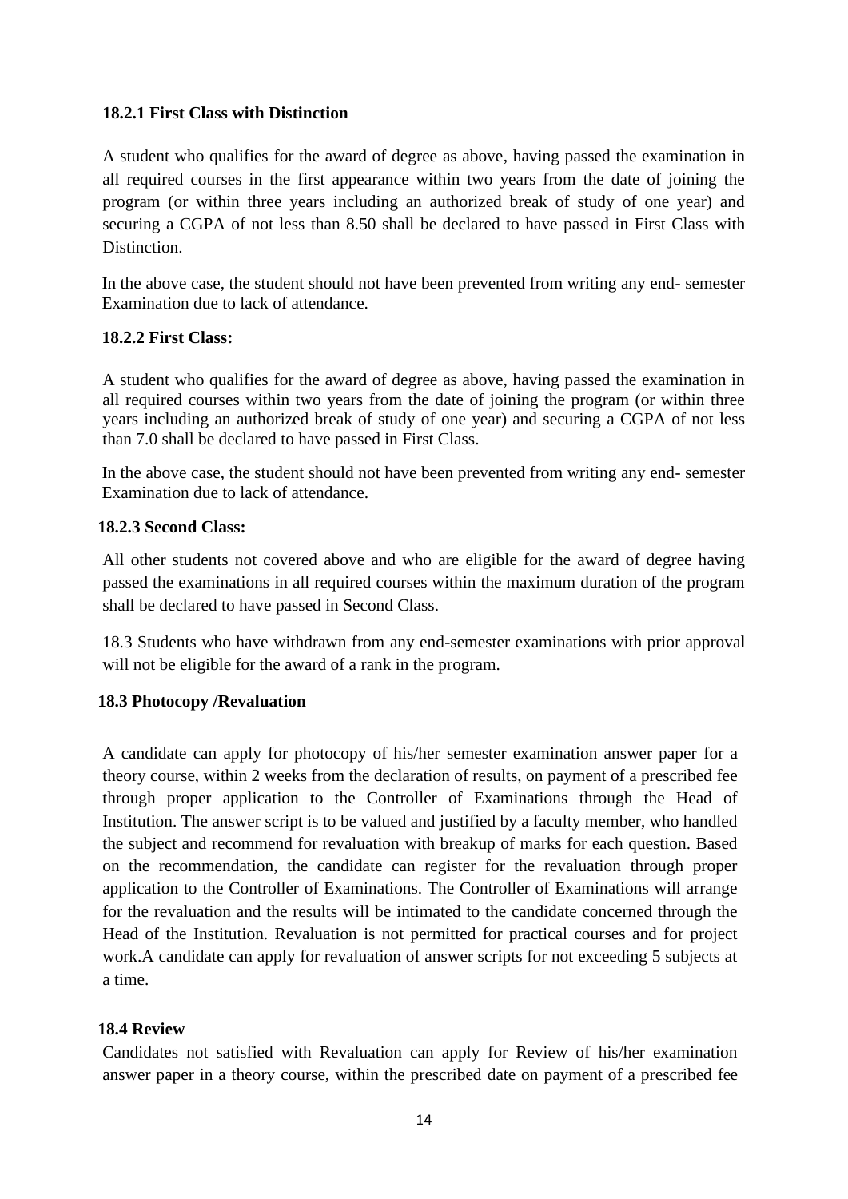#### 18.2.1 First Class with Distinction

A student who qualifies for the award of degree as above, having passed the examination in all required courses in the first appearance within two years from the date of joining the program (or within three years including an authorized break of study of one year) and securing a CGPA of not less than 8.50 shall be declared to have passed in First Class with Distinction.

In the above case, the student should not have been prevented from writing any end- semester Examination due to lack of attendance.

#### 18.2.2 First Class:

A student who qualifies for the award of degree as above, having passed the examination in all required courses within two years from the date of joining the program (or within three years including an authorized break of study of one year) and securing a CGPA of not less than 7.0 shall be declared to have passed in First Class.

In the above case, the student should not have been prevented from writing any end- semester Examination due to lack of attendance.

#### 18.2.3 Second Class:

All other students not covered above and who are eligible for the award of degree having passed the examinations in all required courses within the maximum duration of the program shall be declared to have passed in Second Class.

18.3 Students who have withdrawn from any end-semester examinations with prior approval will not be eligible for the award of a rank in the program.

### 18.3 Photocopy /Revaluation

A candidate can apply for photocopy of his/her semester examination answer paper for a theory course, within 2 weeks from the declaration of results, on payment of a prescribed fee through proper application to the Controller of Examinations through the Head of Institution. The answer script is to be valued and justified by a faculty member, who handled the subject and recommend for revaluation with breakup of marks for each question. Based on the recommendation, the candidate can register for the revaluation through proper application to the Controller of Examinations. The Controller of Examinations will arrange for the revaluation and the results will be intimated to the candidate concerned through the Head of the Institution. Revaluation is not permitted for practical courses and for project work.A candidate can apply for revaluation of answer scripts for not exceeding 5 subjects at a time.

### 18.4 Review

Candidates not satisfied with Revaluation can apply for Review of his/her examination answer paper in a theory course, within the prescribed date on payment of a prescribed fee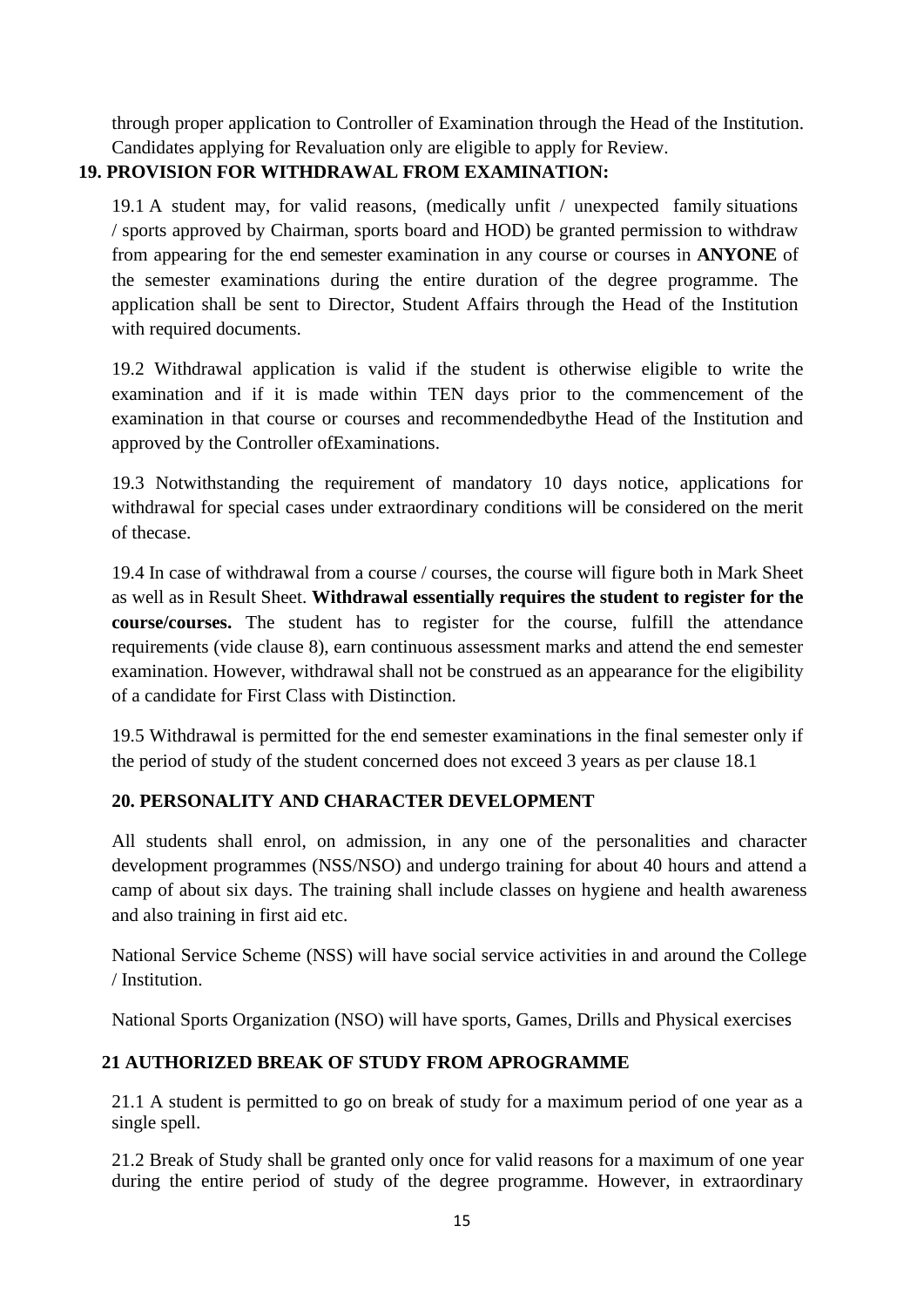through proper application to Controller of Examination through the Head of the Institution. Candidates applying for Revaluation only are eligible to apply for Review.

## 19. PROVISION FOR WITHDRAWAL FROM EXAMINATION:

19.1 A student may, for valid reasons, (medically unfit / unexpected family situations / sports approved by Chairman, sports board and HOD) be granted permission to withdraw from appearing for the end semester examination in any course or courses in **ANYONE** of the semester examinations during the entire duration of the degree programme. The application shall be sent to Director, Student Affairs through the Head of the Institution with required documents.

19.2 Withdrawal application is valid if the student is otherwise eligible to write the examination and if it is made within TEN days prior to the commencement of the examination in that course or courses and recommendedbythe Head of the Institution and approved by the Controller ofExaminations.

19.3 Notwithstanding the requirement of mandatory 10 days notice, applications for withdrawal for special cases under extraordinary conditions will be considered on the merit of thecase.

19.4 In case of withdrawal from a course / courses, the course will figure both in Mark Sheet as well as in Result Sheet. **Withdrawal essentially requires the student to register for the course/courses.** The student has to register for the course, fulfill the attendance requirements (vide clause 8), earn continuous assessment marks and attend the end semester examination. However, withdrawal shall not be construed as an appearance for the eligibility of a candidate for First Class with Distinction.

19.5 Withdrawal is permitted for the end semester examinations in the final semester only if the period of study of the student concerned does not exceed 3 years as per clause 18.1

## 20. PERSONALITY AND CHARACTER DEVELOPMENT

All students shall enrol, on admission, in any one of the personalities and character development programmes (NSS/NSO) and undergo training for about 40 hours and attend a camp of about six days. The training shall include classes on hygiene and health awareness and also training in first aid etc.

National Service Scheme (NSS) will have social service activities in and around the College / Institution.

National Sports Organization (NSO) will have sports, Games, Drills and Physical exercises

## 21 AUTHORIZED BREAK OF STUDY FROM APROGRAMME

21.1 A student is permitted to go on break of study for a maximum period of one year as a single spell.

21.2 Break of Study shall be granted only once for valid reasons for a maximum of one year during the entire period of study of the degree programme. However, in extraordinary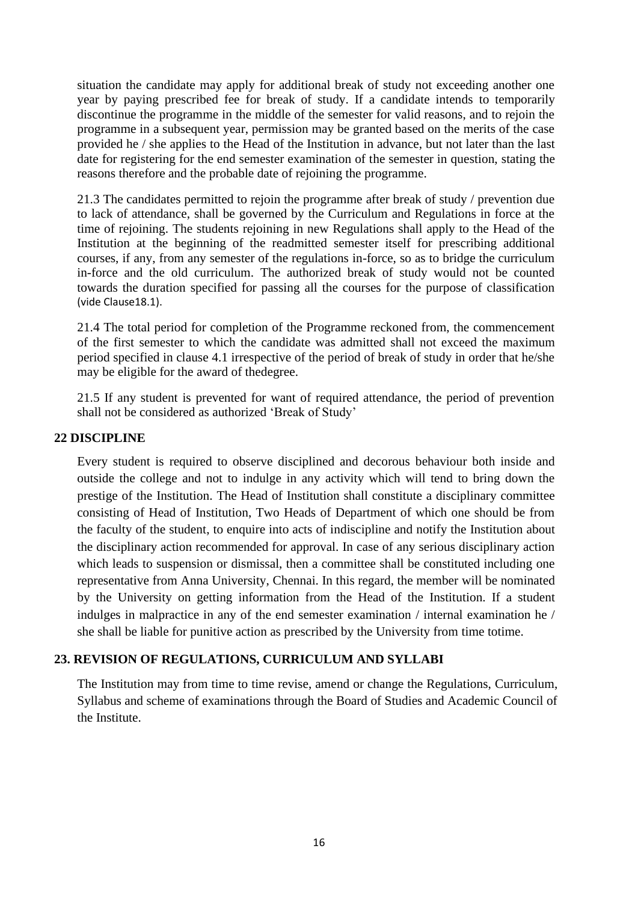situation the candidate may apply for additional break of study not exceeding another one year by paying prescribed fee for break of study. If a candidate intends to temporarily discontinue the programme in the middle of the semester for valid reasons, and to rejoin the programme in a subsequent year, permission may be granted based on the merits of the case provided he / she applies to the Head of the Institution in advance, but not later than the last date for registering for the end semester examination of the semester in question, stating the reasons therefore and the probable date of rejoining the programme.

21.3 The candidates permitted to rejoin the programme after break of study / prevention due to lack of attendance, shall be governed by the Curriculum and Regulations in force at the time of rejoining. The students rejoining in new Regulations shall apply to the Head of the Institution at the beginning of the readmitted semester itself for prescribing additional courses, if any, from any semester of the regulations in-force, so as to bridge the curriculum in-force and the old curriculum. The authorized break of study would not be counted towards the duration specified for passing all the courses for the purpose of classification (vide Clause18.1).

21.4 The total period for completion of the Programme reckoned from, the commencement of the first semester to which the candidate was admitted shall not exceed the maximum period specified in clause 4.1 irrespective of the period of break of study in order that he/she may be eligible for the award of thedegree.

21.5 If any student is prevented for want of required attendance, the period of prevention shall not be considered as authorized 'Break of Study'

## 22 DISCIPLINE

Every student is required to observe disciplined and decorous behaviour both inside and outside the college and not to indulge in any activity which will tend to bring down the prestige of the Institution. The Head of Institution shall constitute a disciplinary committee consisting of Head of Institution, Two Heads of Department of which one should be from the faculty of the student, to enquire into acts of indiscipline and notify the Institution about the disciplinary action recommended for approval. In case of any serious disciplinary action which leads to suspension or dismissal, then a committee shall be constituted including one representative from Anna University, Chennai. In this regard, the member will be nominated by the University on getting information from the Head of the Institution. If a student indulges in malpractice in any of the end semester examination / internal examination he / she shall be liable for punitive action as prescribed by the University from time totime.

## 23. REVISION OF REGULATIONS, CURRICULUM AND SYLLABI

The Institution may from time to time revise, amend or change the Regulations, Curriculum, Syllabus and scheme of examinations through the Board of Studies and Academic Council of the Institute.